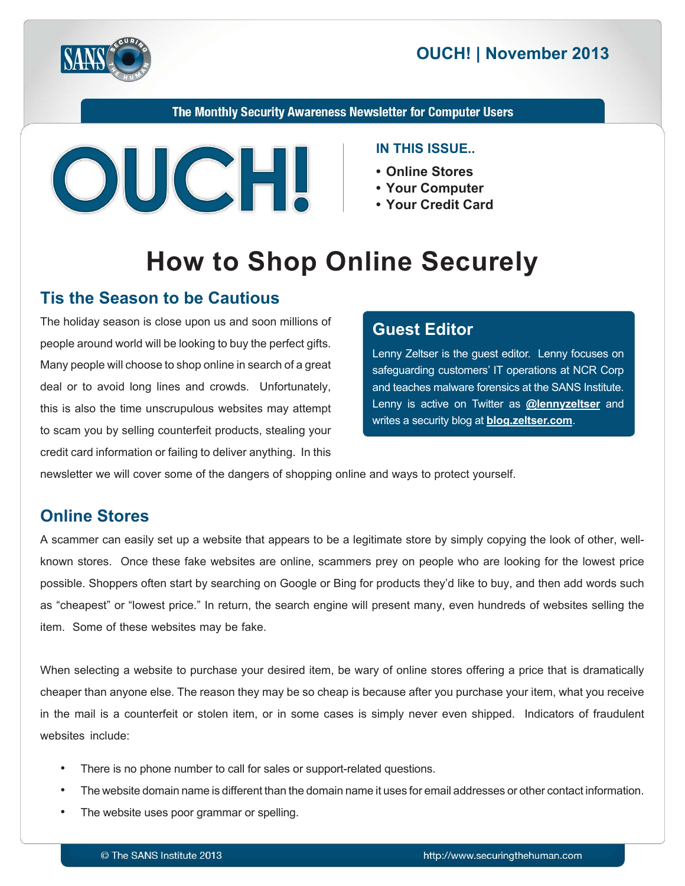OUCH! | November 2013

The Monthly Security Awareness Newsletter for Computer Users

# OUCH!

**IN THIS ISSUE..**

- Online Stores
- Your Computer
- Your Credit Card

# How to Shop Online Securely

## Tis the Season to be Cautious

The holiday season is close upon us and soon millions of people around world will be looking to buy the perfect gifts. Many people will choose to shop online in search of a great deal or to avoid long lines and crowds. Unfortunately, this is also the time unscrupulous websites may attempt to scam you by selling counterfeit products, stealing your credit card information or failing to deliver anything. In this newsletter we will cover some of the dangers of shopping online and ways to protect yourself.

## Guest Editor

Lenny Zeltser is the guest editor. Lenny focuses on safeguarding customers' IT operations at NCR Corp and teaches malware forensics at the SANS Institute. Lenny is active on Twitter as **@lennyzeltser** and writes a security blog at **blog.zeltser.com**.

## Online Stores

A scammer can easily set up a website that appears to be a legitimate store by simply copying the look of other, well-known stores. Once these fake websites are online, scammers prey on people who are looking for the lowest price possible. Shoppers often start by searching on Google or Bing for products they'd like to buy, and then add words such as "cheapest" or "lowest price." In return, the search engine will present many, even hundreds of websites selling the item. Some of these websites may be fake.

When selecting a website to purchase your desired item, be wary of online stores offering a price that is dramatically cheaper than anyone else. The reason they may be so cheap is because after you purchase your item, what you receive in the mail is a counterfeit or stolen item, or in some cases is simply never even shipped. Indicators of fraudulent websites include:

- There is no phone number to call for sales or support-related questions.
- The website domain name is different than the domain name it uses for email addresses or other contact information.
- The website uses poor grammar or spelling.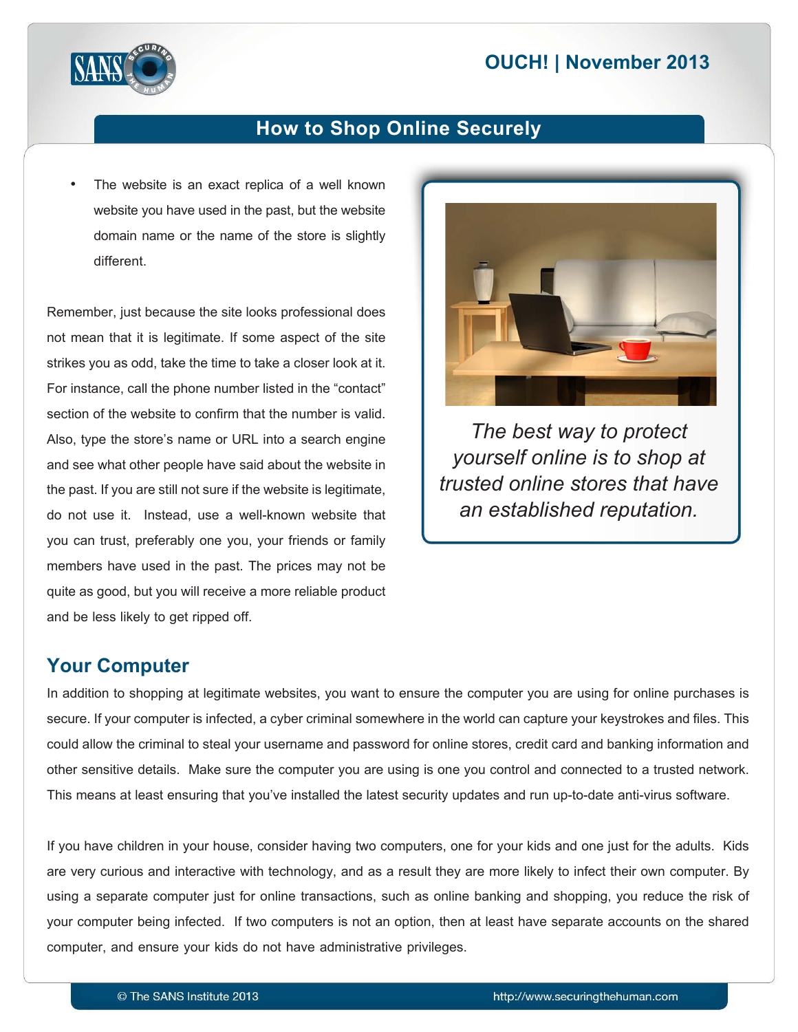- The website is an exact replica of a well known website you have used in the past, but the website domain name or the name of the store is slightly different.

Remember, just because the site looks professional does not mean that it is legitimate. If some aspect of the site strikes you as odd, take the time to take a closer look at it. For instance, call the phone number listed in the "contact" section of the website to confirm that the number is valid. Also, type the store's name or URL into a search engine and see what other people have said about the website in the past. If you are still not sure if the website is legitimate, do not use it. Instead, use a well-known website that you can trust, preferably one you, your friends or family members have used in the past. The prices may not be quite as good, but you will receive a more reliable product and be less likely to get ripped off.

*The best way to protect yourself online is to shop at trusted online stores that have an established reputation.*

## Your Computer

In addition to shopping at legitimate websites, you want to ensure the computer you are using for online purchases is secure. If your computer is infected, a cyber criminal somewhere in the world can capture your keystrokes and files. This could allow the criminal to steal your username and password for online stores, credit card and banking information and other sensitive details. Make sure the computer you are using is one you control and connected to a trusted network. This means at least ensuring that you've installed the latest security updates and run up-to-date anti-virus software.

If you have children in your house, consider having two computers, one for your kids and one just for the adults. Kids are very curious and interactive with technology, and as a result they are more likely to infect their own computer. By using a separate computer just for online transactions, such as online banking and shopping, you reduce the risk of your computer being infected. If two computers is not an option, then at least have separate accounts on the shared computer, and ensure your kids do not have administrative privileges.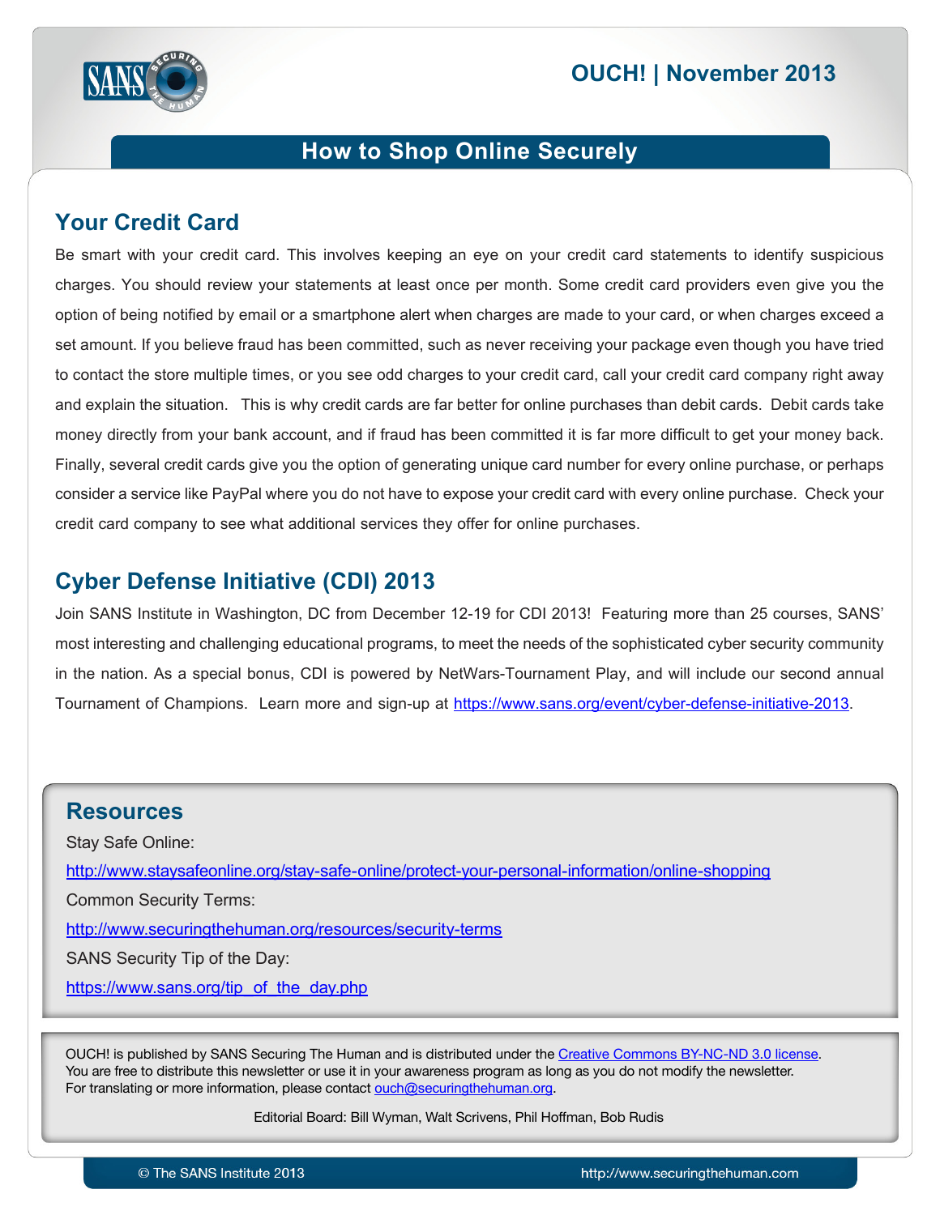## Your Credit Card

Be smart with your credit card. This involves keeping an eye on your credit card statements to identify suspicious charges. You should review your statements at least once per month. Some credit card providers even give you the option of being notified by email or a smartphone alert when charges are made to your card, or when charges exceed a set amount. If you believe fraud has been committed, such as never receiving your package even though you have tried to contact the store multiple times, or you see odd charges to your credit card, call your credit card company right away and explain the situation. This is why credit cards are far better for online purchases than debit cards. Debit cards take money directly from your bank account, and if fraud has been committed it is far more difficult to get your money back. Finally, several credit cards give you the option of generating unique card number for every online purchase, or perhaps consider a service like PayPal where you do not have to expose your credit card with every online purchase. Check your credit card company to see what additional services they offer for online purchases.

## Cyber Defense Initiative (CDI) 2013

Join SANS Institute in Washington, DC from December 12-19 for CDI 2013! Featuring more than 25 courses, SANS' most interesting and challenging educational programs, to meet the needs of the sophisticated cyber security community in the nation. As a special bonus, CDI is powered by NetWars-Tournament Play, and will include our second annual Tournament of Champions. Learn more and sign-up at https://www.sans.org/event/cyber-defense-initiative-2013.

## Resources

Stay Safe Online:
http://www.staysafeonline.org/stay-safe-online/protect-your-personal-information/online-shopping

Common Security Terms:
http://www.securingthehuman.org/resources/security-terms

SANS Security Tip of the Day:
https://www.sans.org/tip_of_the_day.php

OUCH! is published by SANS Securing The Human and is distributed under the Creative Commons BY-NC-ND 3.0 license. You are free to distribute this newsletter or use it in your awareness program as long as you do not modify the newsletter. For translating or more information, please contact ouch@securingthehuman.org.

Editorial Board: Bill Wyman, Walt Scrivens, Phil Hoffman, Bob Rudis